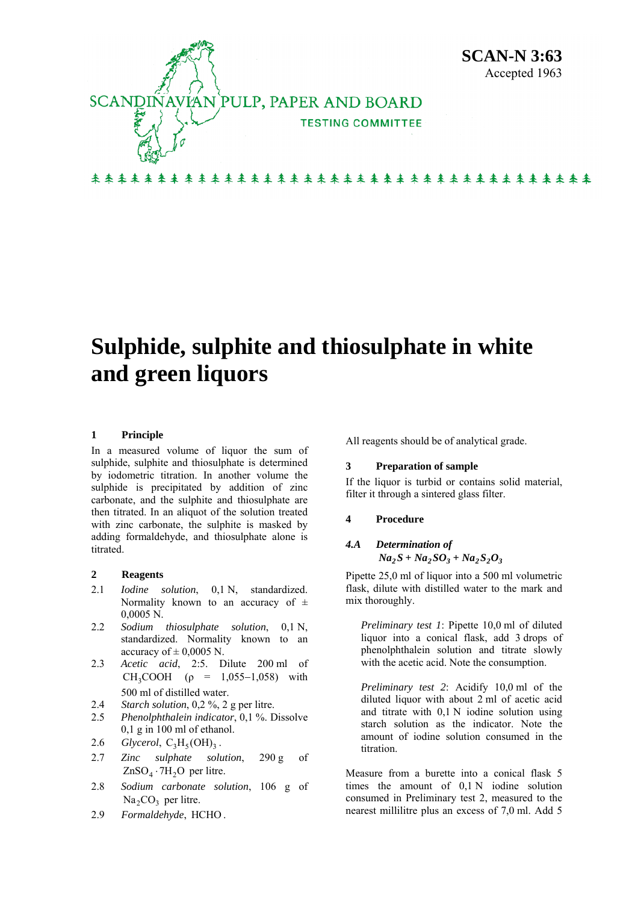SCANDINAVIAN PULP, PAPER AND BOARD
TESTING COMMITTEE

**SCAN-N 3:63**
Accepted 1963

# Sulphide, sulphite and thiosulphate in white and green liquors

## 1 Principle

In a measured volume of liquor the sum of sulphide, sulphite and thiosulphate is determined by iodometric titration. In another volume the sulphide is precipitated by addition of zinc carbonate, and the sulphite and thiosulphate are then titrated. In an aliquot of the solution treated with zinc carbonate, the sulphite is masked by adding formaldehyde, and thiosulphate alone is titrated.

## 2 Reagents

2.1 *Iodine solution*, 0,1 N, standardized. Normality known to an accuracy of ± 0,0005 N.

2.2 *Sodium thiosulphate solution*, 0,1 N, standardized. Normality known to an accuracy of ± 0,0005 N.

2.3 *Acetic acid*, 2:5. Dilute 200 ml of $CH_3COOH$ (ρ = 1,055–1,058) with 500 ml of distilled water.

2.4 *Starch solution*, 0,2 %, 2 g per litre.

2.5 *Phenolphthalein indicator*, 0,1 %. Dissolve 0,1 g in 100 ml of ethanol.

2.6 *Glycerol*, $C_3H_5(OH)_3$.

2.7 *Zinc sulphate solution*, 290 g of $ZnSO_4 \cdot 7H_2O$ per litre.

2.8 *Sodium carbonate solution*, 106 g of $Na_2CO_3$ per litre.

2.9 *Formaldehyde*, $HCHO$.

All reagents should be of analytical grade.

## 3 Preparation of sample

If the liquor is turbid or contains solid material, filter it through a sintered glass filter.

## 4 Procedure

### *4.A Determination of $Na_2S + Na_2SO_3 + Na_2S_2O_3$*

Pipette 25,0 ml of liquor into a 500 ml volumetric flask, dilute with distilled water to the mark and mix thoroughly.

*Preliminary test 1*: Pipette 10,0 ml of diluted liquor into a conical flask, add 3 drops of phenolphthalein solution and titrate slowly with the acetic acid. Note the consumption.

*Preliminary test 2*: Acidify 10,0 ml of the diluted liquor with about 2 ml of acetic acid and titrate with 0,1 N iodine solution using starch solution as the indicator. Note the amount of iodine solution consumed in the titration.

Measure from a burette into a conical flask 5 times the amount of 0,1 N iodine solution consumed in Preliminary test 2, measured to the nearest millilitre plus an excess of 7,0 ml. Add 5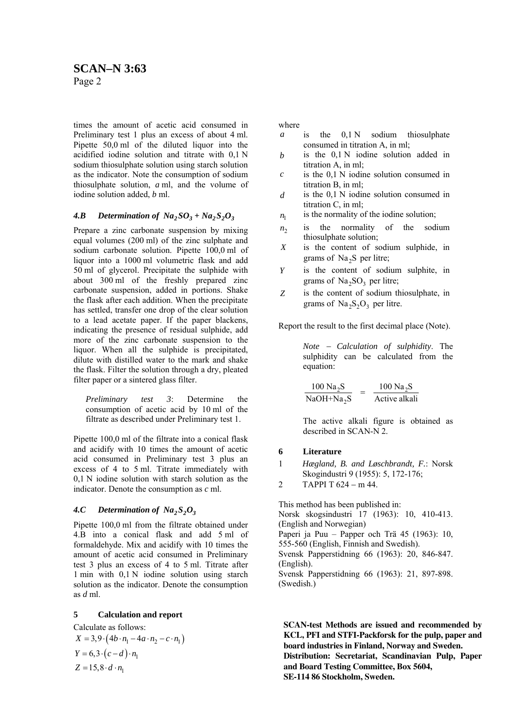times the amount of acetic acid consumed in Preliminary test 1 plus an excess of about 4 ml. Pipette 50,0 ml of the diluted liquor into the acidified iodine solution and titrate with 0,1 N sodium thiosulphate solution using starch solution as the indicator. Note the consumption of sodium thiosulphate solution, *a* ml, and the volume of iodine solution added, *b* ml.

### 4.B Determination of $Na_2SO_3 + Na_2S_2O_3$

Prepare a zinc carbonate suspension by mixing equal volumes (200 ml) of the zinc sulphate and sodium carbonate solution. Pipette 100,0 ml of liquor into a 1000 ml volumetric flask and add 50 ml of glycerol. Precipitate the sulphide with about 300 ml of the freshly prepared zinc carbonate suspension, added in portions. Shake the flask after each addition. When the precipitate has settled, transfer one drop of the clear solution to a lead acetate paper. If the paper blackens, indicating the presence of residual sulphide, add more of the zinc carbonate suspension to the liquor. When all the sulphide is precipitated, dilute with distilled water to the mark and shake the flask. Filter the solution through a dry, pleated filter paper or a sintered glass filter.

> *Preliminary test 3*: Determine the consumption of acetic acid by 10 ml of the filtrate as described under Preliminary test 1.

Pipette 100,0 ml of the filtrate into a conical flask and acidify with 10 times the amount of acetic acid consumed in Preliminary test 3 plus an excess of 4 to 5 ml. Titrate immediately with 0,1 N iodine solution with starch solution as the indicator. Denote the consumption as *c* ml.

### 4.C Determination of $Na_2S_2O_3$

Pipette 100,0 ml from the filtrate obtained under 4.B into a conical flask and add 5 ml of formaldehyde. Mix and acidify with 10 times the amount of acetic acid consumed in Preliminary test 3 plus an excess of 4 to 5 ml. Titrate after 1 min with 0,1 N iodine solution using starch solution as the indicator. Denote the consumption as *d* ml.

## 5 Calculation and report

Calculate as follows:

$$X = 3{,}9 \cdot \left(4b \cdot n_1 - 4a \cdot n_2 - c \cdot n_1\right)$$

$$Y = 6{,}3 \cdot \left(c - d\right) \cdot n_1$$

$$Z = 15{,}8 \cdot d \cdot n_1$$

where

- $a$ is the 0,1 N sodium thiosulphate consumed in titration A, in ml;
- $b$ is the 0,1 N iodine solution added in titration A, in ml;
- $c$ is the 0,1 N iodine solution consumed in titration B, in ml;
- $d$ is the 0,1 N iodine solution consumed in titration C, in ml;
- $n_1$ is the normality of the iodine solution;
- $n_2$ is the normality of the sodium thiosulphate solution;
- $X$ is the content of sodium sulphide, in grams of $Na_2S$ per litre;
- $Y$ is the content of sodium sulphite, in grams of $Na_2SO_3$ per litre;
- $Z$ is the content of sodium thiosulphate, in grams of $Na_2S_2O_3$ per litre.

Report the result to the first decimal place (Note).

> *Note – Calculation of sulphidity*. The sulphidity can be calculated from the equation:
>
> $$\frac{100\ Na_2S}{NaOH + Na_2S} = \frac{100\ Na_2S}{\text{Active alkali}}$$
>
> The active alkali figure is obtained as described in SCAN-N 2.

## 6 Literature

1. *Hægland, B. and Løschbrandt, F.*: Norsk Skogindustri 9 (1955): 5, 172-176;
2. TAPPI T 624 – m 44.

This method has been published in:
Norsk skogsindustri 17 (1963): 10, 410-413. (English and Norwegian)
Paperi ja Puu – Papper och Trä 45 (1963): 10, 555-560 (English, Finnish and Swedish).
Svensk Papperstidning 66 (1963): 20, 846-847. (English).
Svensk Papperstidning 66 (1963): 21, 897-898. (Swedish.)

**SCAN-test Methods are issued and recommended by KCL, PFI and STFI-Packforsk for the pulp, paper and board industries in Finland, Norway and Sweden. Distribution: Secretariat, Scandinavian Pulp, Paper and Board Testing Committee, Box 5604, SE-114 86 Stockholm, Sweden.**